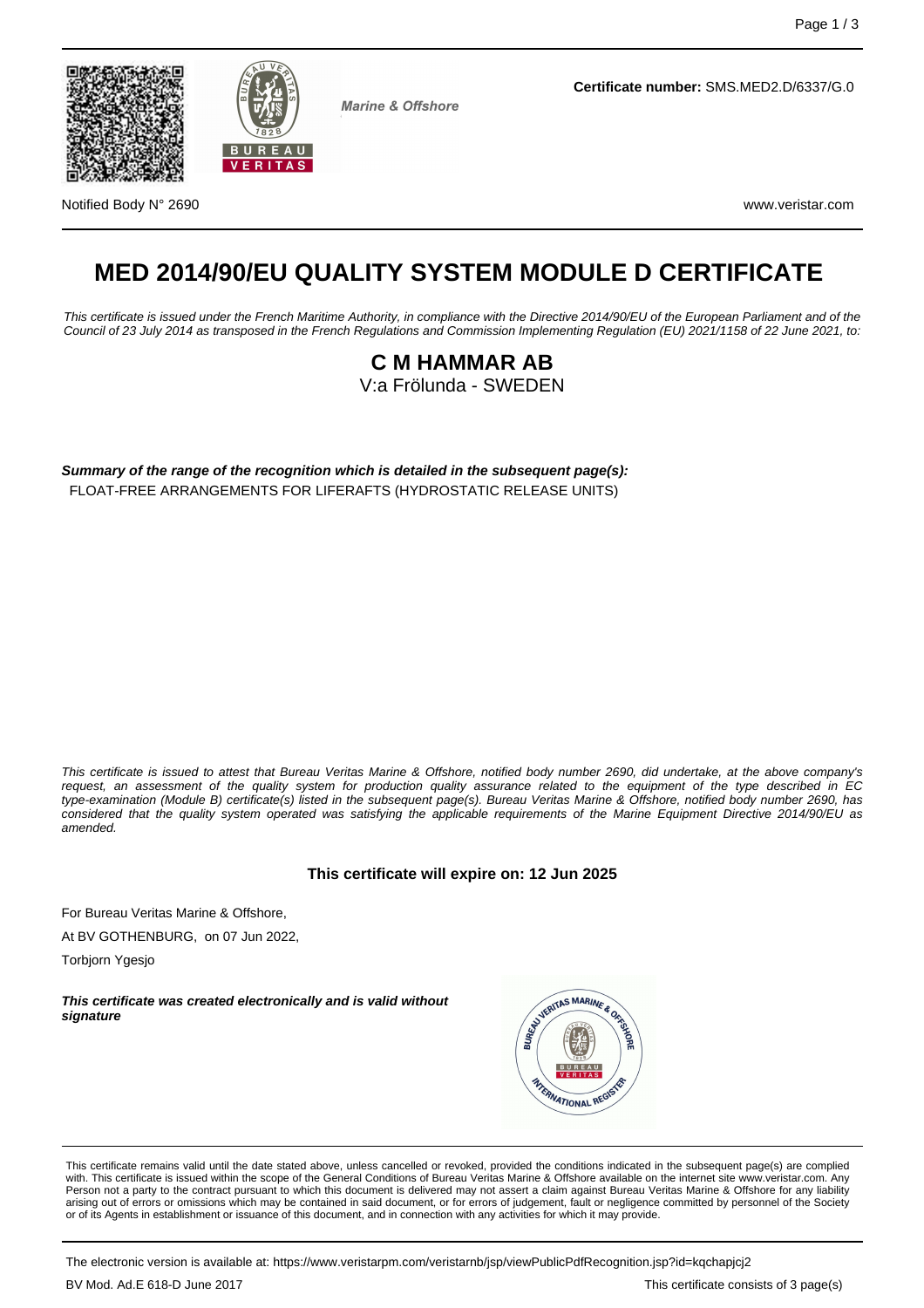Marine & Offshore

**Certificate number:** SMS.MED2.D/6337/G.0

Notified Body N° 2690

www.veristar.com

# MED 2014/90/EU QUALITY SYSTEM MODULE D CERTIFICATE

*This certificate is issued under the French Maritime Authority, in compliance with the Directive 2014/90/EU of the European Parliament and of the Council of 23 July 2014 as transposed in the French Regulations and Commission Implementing Regulation (EU) 2021/1158 of 22 June 2021, to:*

## C M HAMMAR AB

V:a Frölunda - SWEDEN

***Summary of the range of the recognition which is detailed in the subsequent page(s):***

FLOAT-FREE ARRANGEMENTS FOR LIFERAFTS (HYDROSTATIC RELEASE UNITS)

*This certificate is issued to attest that Bureau Veritas Marine & Offshore, notified body number 2690, did undertake, at the above company's request, an assessment of the quality system for production quality assurance related to the equipment of the type described in EC type-examination (Module B) certificate(s) listed in the subsequent page(s). Bureau Veritas Marine & Offshore, notified body number 2690, has considered that the quality system operated was satisfying the applicable requirements of the Marine Equipment Directive 2014/90/EU as amended.*

**This certificate will expire on: 12 Jun 2025**

For Bureau Veritas Marine & Offshore,

At BV GOTHENBURG, on 07 Jun 2022,

Torbjorn Ygesjo

***This certificate was created electronically and is valid without signature***

This certificate remains valid until the date stated above, unless cancelled or revoked, provided the conditions indicated in the subsequent page(s) are complied with. This certificate is issued within the scope of the General Conditions of Bureau Veritas Marine & Offshore available on the internet site www.veristar.com. Any Person not a party to the contract pursuant to which this document is delivered may not assert a claim against Bureau Veritas Marine & Offshore for any liability arising out of errors or omissions which may be contained in said document, or for errors of judgement, fault or negligence committed by personnel of the Society or of its Agents in establishment or issuance of this document, and in connection with any activities for which it may provide.

The electronic version is available at: https://www.veristarpm.com/veristarnb/jsp/viewPublicPdfRecognition.jsp?id=kqchapjcj2

BV Mod. Ad.E 618-D June 2017

This certificate consists of 3 page(s)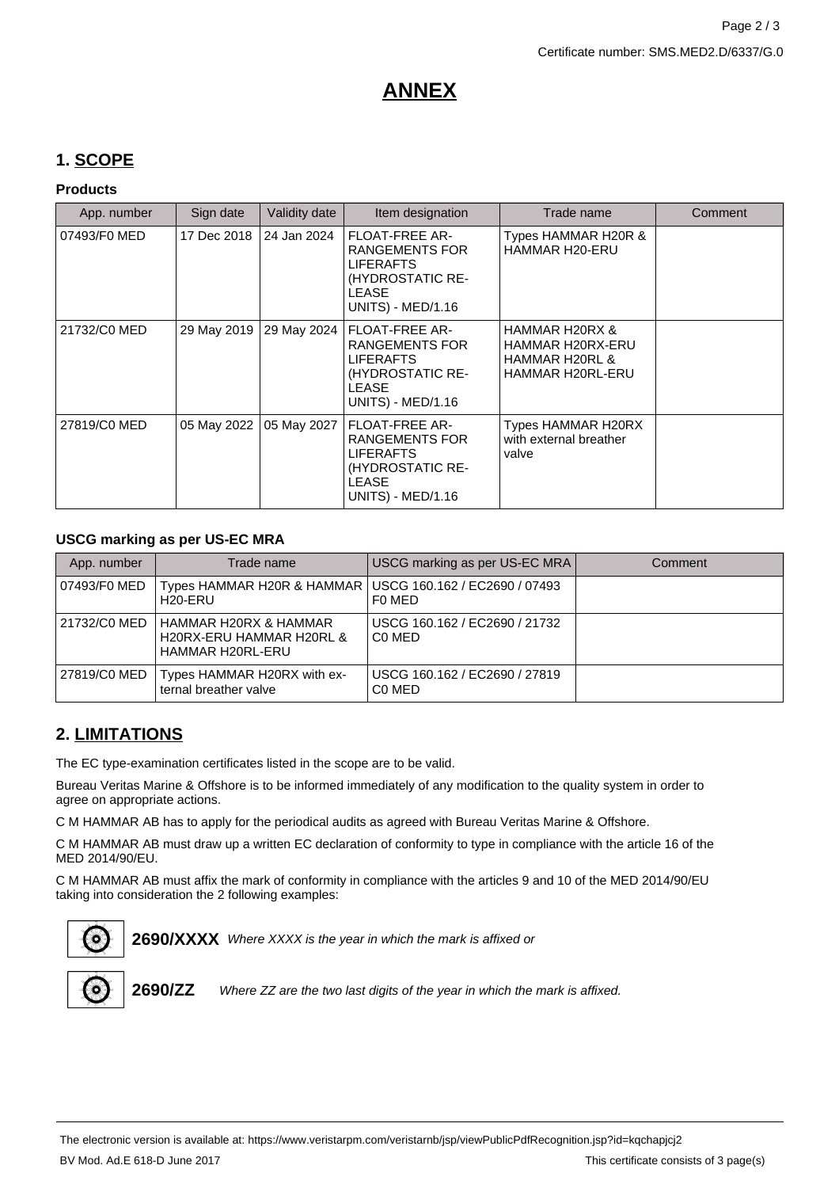Certificate number: SMS.MED2.D/6337/G.0

# ANNEX

## 1. SCOPE

### Products

| App. number | Sign date | Validity date | Item designation | Trade name | Comment |
|---|---|---|---|---|---|
| 07493/F0 MED | 17 Dec 2018 | 24 Jan 2024 | FLOAT-FREE ARRANGEMENTS FOR LIFERAFTS (HYDROSTATIC RELEASE UNITS) - MED/1.16 | Types HAMMAR H20R & HAMMAR H20-ERU | |
| 21732/C0 MED | 29 May 2019 | 29 May 2024 | FLOAT-FREE ARRANGEMENTS FOR LIFERAFTS (HYDROSTATIC RELEASE UNITS) - MED/1.16 | HAMMAR H20RX & HAMMAR H20RX-ERU HAMMAR H20RL & HAMMAR H20RL-ERU | |
| 27819/C0 MED | 05 May 2022 | 05 May 2027 | FLOAT-FREE ARRANGEMENTS FOR LIFERAFTS (HYDROSTATIC RELEASE UNITS) - MED/1.16 | Types HAMMAR H20RX with external breather valve | |

### USCG marking as per US-EC MRA

| App. number | Trade name | USCG marking as per US-EC MRA | Comment |
|---|---|---|---|
| 07493/F0 MED | Types HAMMAR H20R & HAMMAR H20-ERU | USCG 160.162 / EC2690 / 07493 F0 MED | |
| 21732/C0 MED | HAMMAR H20RX & HAMMAR H20RX-ERU HAMMAR H20RL & HAMMAR H20RL-ERU | USCG 160.162 / EC2690 / 21732 C0 MED | |
| 27819/C0 MED | Types HAMMAR H20RX with external breather valve | USCG 160.162 / EC2690 / 27819 C0 MED | |

## 2. LIMITATIONS

The EC type-examination certificates listed in the scope are to be valid.

Bureau Veritas Marine & Offshore is to be informed immediately of any modification to the quality system in order to agree on appropriate actions.

C M HAMMAR AB has to apply for the periodical audits as agreed with Bureau Veritas Marine & Offshore.

C M HAMMAR AB must draw up a written EC declaration of conformity to type in compliance with the article 16 of the MED 2014/90/EU.

C M HAMMAR AB must affix the mark of conformity in compliance with the articles 9 and 10 of the MED 2014/90/EU taking into consideration the 2 following examples:

**2690/XXXX** *Where XXXX is the year in which the mark is affixed or*

**2690/ZZ** *Where ZZ are the two last digits of the year in which the mark is affixed.*

The electronic version is available at: https://www.veristarpm.com/veristarnb/jsp/viewPublicPdfRecognition.jsp?id=kqchapjcj2

BV Mod. Ad.E 618-D June 2017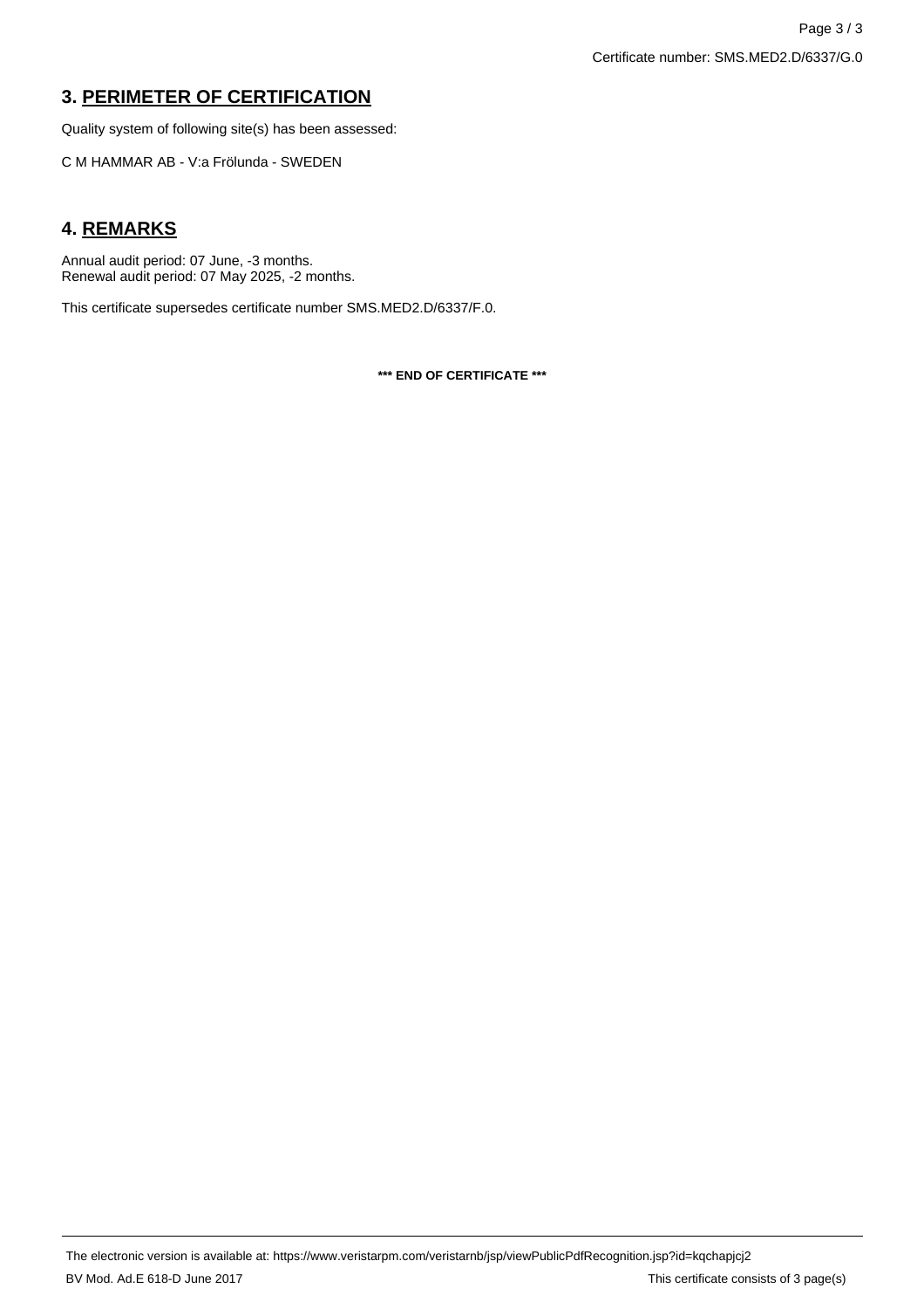## 3. PERIMETER OF CERTIFICATION

Quality system of following site(s) has been assessed:

C M HAMMAR AB - V:a Frölunda - SWEDEN

## 4. REMARKS

Annual audit period: 07 June, -3 months.
Renewal audit period: 07 May 2025, -2 months.

This certificate supersedes certificate number SMS.MED2.D/6337/F.0.

**\*\*\* END OF CERTIFICATE \*\*\***

The electronic version is available at: https://www.veristarpm.com/veristarnb/jsp/viewPublicPdfRecognition.jsp?id=kqchapjcj2

BV Mod. Ad.E 618-D June 2017